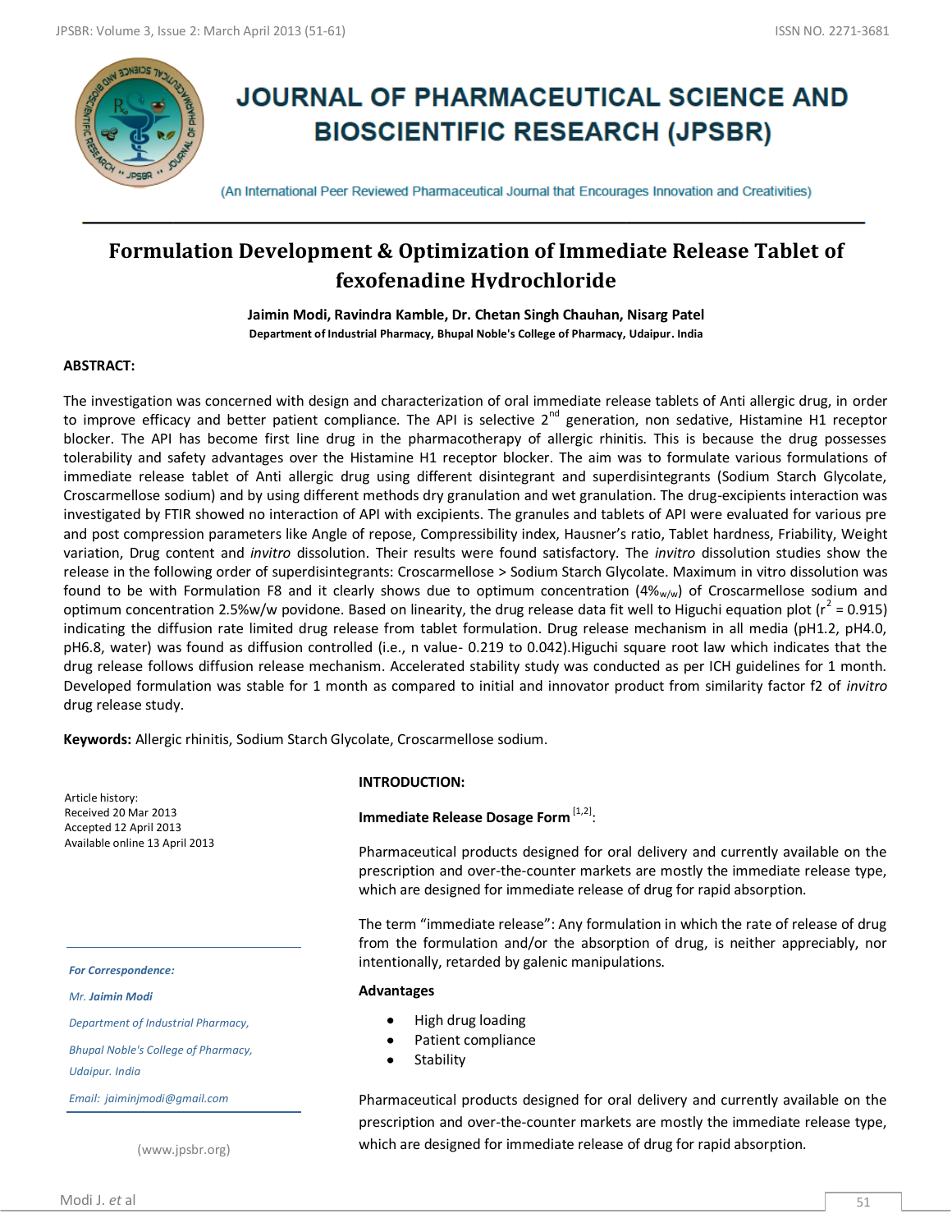# JOURNAL OF PHARMACEUTICAL SCIENCE AND BIOSCIENTIFIC RESEARCH (JPSBR)

(An International Peer Reviewed Pharmaceutical Journal that Encourages Innovation and Creativities)

## Formulation Development & Optimization of Immediate Release Tablet of fexofenadine Hydrochloride

**Jaimin Modi, Ravindra Kamble, Dr. Chetan Singh Chauhan, Nisarg Patel**

**Department of Industrial Pharmacy, Bhupal Noble's College of Pharmacy, Udaipur. India**

**ABSTRACT:**

The investigation was concerned with design and characterization of oral immediate release tablets of Anti allergic drug, in order to improve efficacy and better patient compliance. The API is selective 2nd generation, non sedative, Histamine H1 receptor blocker. The API has become first line drug in the pharmacotherapy of allergic rhinitis. This is because the drug possesses tolerability and safety advantages over the Histamine H1 receptor blocker. The aim was to formulate various formulations of immediate release tablet of Anti allergic drug using different disintegrant and superdisintegrants (Sodium Starch Glycolate, Croscarmellose sodium) and by using different methods dry granulation and wet granulation. The drug-excipients interaction was investigated by FTIR showed no interaction of API with excipients. The granules and tablets of API were evaluated for various pre and post compression parameters like Angle of repose, Compressibility index, Hausner's ratio, Tablet hardness, Friability, Weight variation, Drug content and *invitro* dissolution. Their results were found satisfactory. The *invitro* dissolution studies show the release in the following order of superdisintegrants: Croscarmellose > Sodium Starch Glycolate. Maximum in vitro dissolution was found to be with Formulation F8 and it clearly shows due to optimum concentration ($4\%_{w/w}$) of Croscarmellose sodium and optimum concentration 2.5%w/w povidone. Based on linearity, the drug release data fit well to Higuchi equation plot ($r^2$ = 0.915) indicating the diffusion rate limited drug release from tablet formulation. Drug release mechanism in all media (pH1.2, pH4.0, pH6.8, water) was found as diffusion controlled (i.e., n value- 0.219 to 0.042).Higuchi square root law which indicates that the drug release follows diffusion release mechanism. Accelerated stability study was conducted as per ICH guidelines for 1 month. Developed formulation was stable for 1 month as compared to initial and innovator product from similarity factor f2 of *invitro* drug release study.

**Keywords:** Allergic rhinitis, Sodium Starch Glycolate, Croscarmellose sodium.

Article history:
Received 20 Mar 2013
Accepted 12 April 2013
Available online 13 April 2013

*For Correspondence:*

*Mr. **Jaimin Modi***

*Department of Industrial Pharmacy,*

*Bhupal Noble's College of Pharmacy,*

*Udaipur. India*

*Email: jaiminjmodi@gmail.com*

(www.jpsbr.org)

**INTRODUCTION:**

**Immediate Release Dosage Form** [1,2]:

Pharmaceutical products designed for oral delivery and currently available on the prescription and over-the-counter markets are mostly the immediate release type, which are designed for immediate release of drug for rapid absorption.

The term "immediate release": Any formulation in which the rate of release of drug from the formulation and/or the absorption of drug, is neither appreciably, nor intentionally, retarded by galenic manipulations.

**Advantages**

- High drug loading
- Patient compliance
- Stability

Pharmaceutical products designed for oral delivery and currently available on the prescription and over-the-counter markets are mostly the immediate release type, which are designed for immediate release of drug for rapid absorption.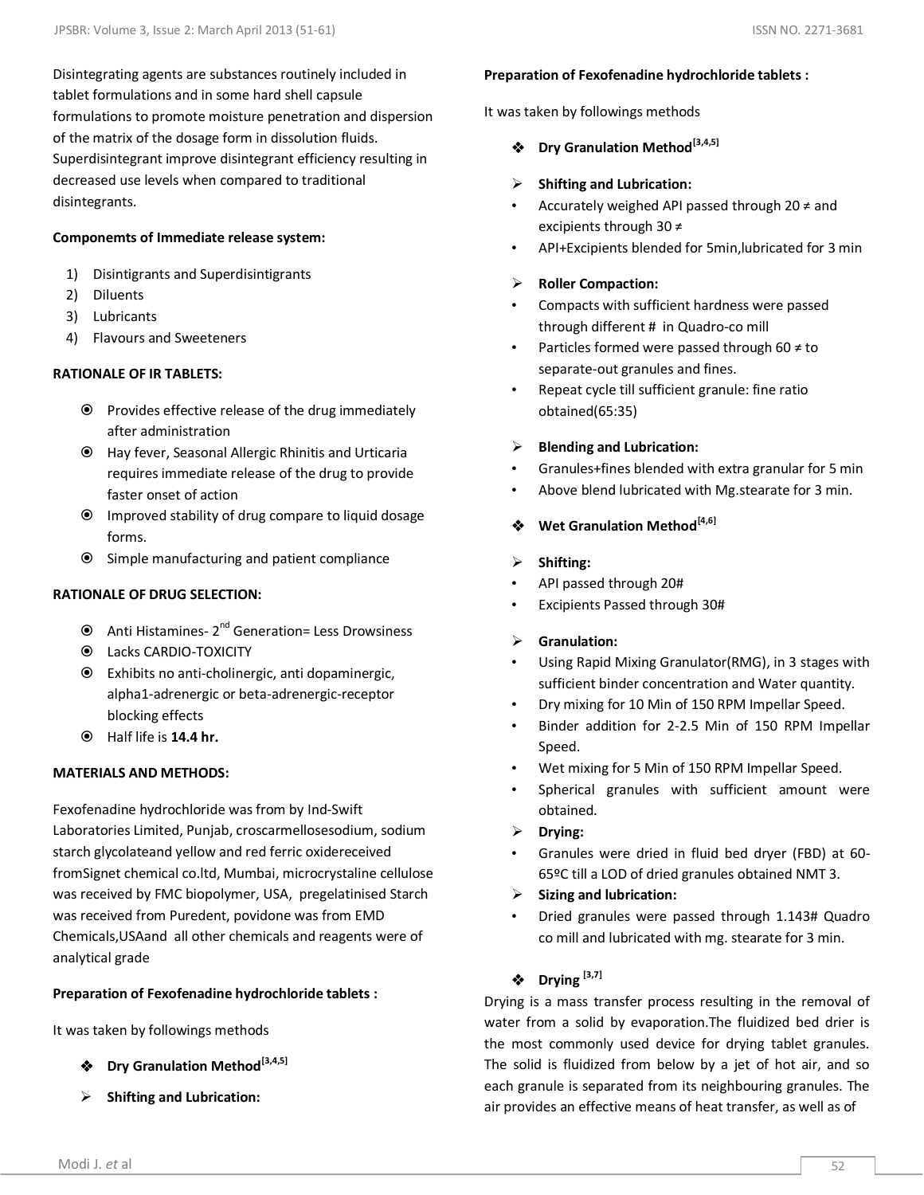Disintegrating agents are substances routinely included in tablet formulations and in some hard shell capsule formulations to promote moisture penetration and dispersion of the matrix of the dosage form in dissolution fluids. Superdisintegrant improve disintegrant efficiency resulting in decreased use levels when compared to traditional disintegrants.

**Componemts of Immediate release system:**

1) Disintigrants and Superdisintigrants
2) Diluents
3) Lubricants
4) Flavours and Sweeteners

**RATIONALE OF IR TABLETS:**

- Provides effective release of the drug immediately after administration
- Hay fever, Seasonal Allergic Rhinitis and Urticaria requires immediate release of the drug to provide faster onset of action
- Improved stability of drug compare to liquid dosage forms.
- Simple manufacturing and patient compliance

**RATIONALE OF DRUG SELECTION:**

- Anti Histamines- 2nd Generation= Less Drowsiness
- Lacks CARDIO-TOXICITY
- Exhibits no anti-cholinergic, anti dopaminergic, alpha1-adrenergic or beta-adrenergic-receptor blocking effects
- Half life is **14.4 hr.**

**MATERIALS AND METHODS:**

Fexofenadine hydrochloride was from by Ind-Swift Laboratories Limited, Punjab, croscarmellosesodium, sodium starch glycolateand yellow and red ferric oxidereceived fromSignet chemical co.ltd, Mumbai, microcrystaline cellulose was received by FMC biopolymer, USA, pregelatinised Starch was received from Puredent, povidone was from EMD Chemicals,USAand all other chemicals and reagents were of analytical grade

**Preparation of Fexofenadine hydrochloride tablets :**

It was taken by followings methods

- **Dry Granulation Method[3,4,5]**

- **Shifting and Lubrication:**

**Preparation of Fexofenadine hydrochloride tablets :**

It was taken by followings methods

- **Dry Granulation Method[3,4,5]**

- **Shifting and Lubrication:**
  - Accurately weighed API passed through 20 ≠ and excipients through 30 ≠
  - API+Excipients blended for 5min,lubricated for 3 min

- **Roller Compaction:**
  - Compacts with sufficient hardness were passed through different # in Quadro-co mill
  - Particles formed were passed through 60 ≠ to separate-out granules and fines.
  - Repeat cycle till sufficient granule: fine ratio obtained(65:35)

- **Blending and Lubrication:**
  - Granules+fines blended with extra granular for 5 min
  - Above blend lubricated with Mg.stearate for 3 min.

- **Wet Granulation Method[4,6]**

- **Shifting:**
  - API passed through 20#
  - Excipients Passed through 30#

- **Granulation:**
  - Using Rapid Mixing Granulator(RMG), in 3 stages with sufficient binder concentration and Water quantity.
  - Dry mixing for 10 Min of 150 RPM Impellar Speed.
  - Binder addition for 2-2.5 Min of 150 RPM Impellar Speed.
  - Wet mixing for 5 Min of 150 RPM Impellar Speed.
  - Spherical granules with sufficient amount were obtained.
- **Drying:**
  - Granules were dried in fluid bed dryer (FBD) at 60-65ºC till a LOD of dried granules obtained NMT 3.
- **Sizing and lubrication:**
  - Dried granules were passed through 1.143# Quadro co mill and lubricated with mg. stearate for 3 min.

- **Drying [3,7]**

Drying is a mass transfer process resulting in the removal of water from a solid by evaporation.The fluidized bed drier is the most commonly used device for drying tablet granules. The solid is fluidized from below by a jet of hot air, and so each granule is separated from its neighbouring granules. The air provides an effective means of heat transfer, as well as of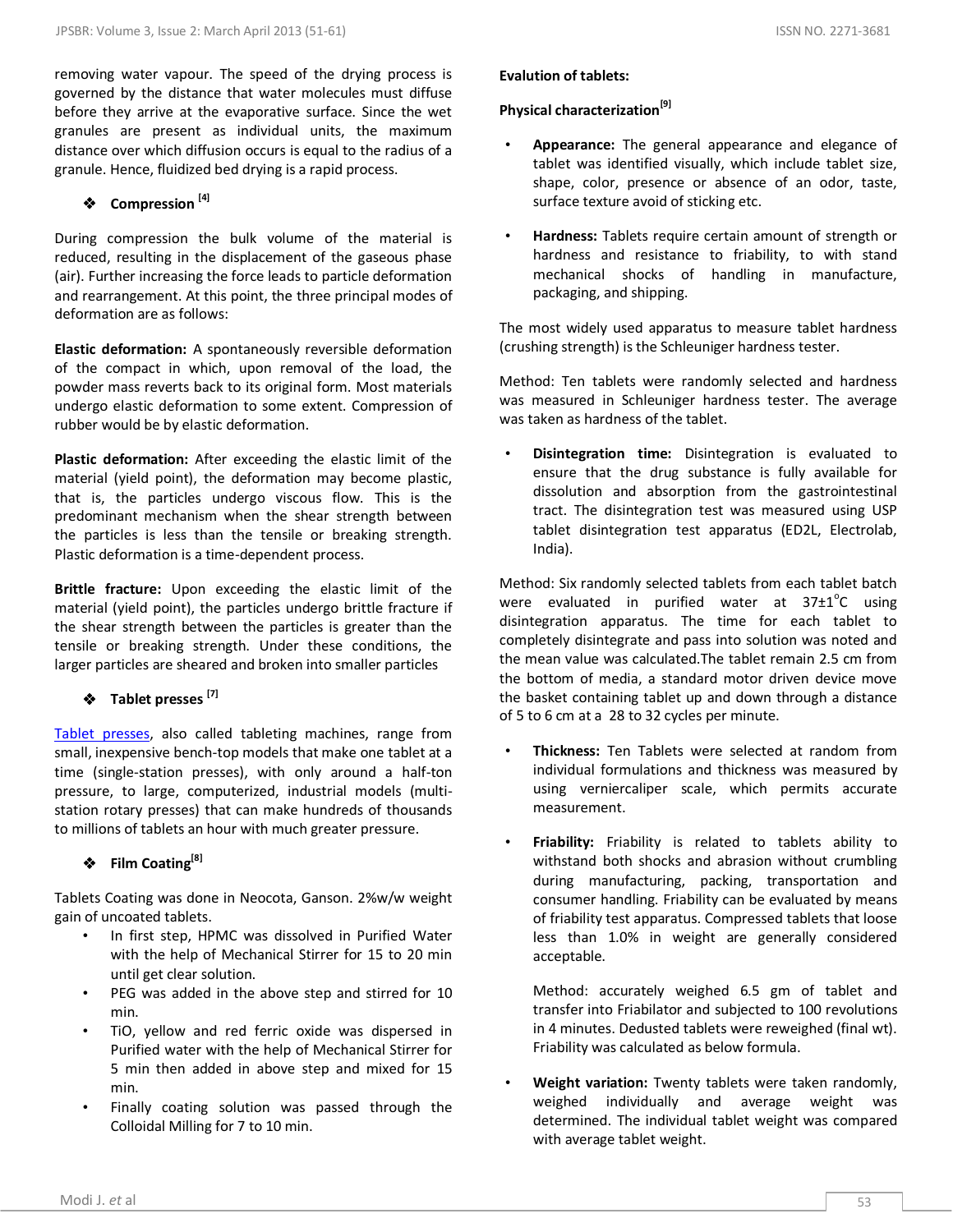removing water vapour. The speed of the drying process is governed by the distance that water molecules must diffuse before they arrive at the evaporative surface. Since the wet granules are present as individual units, the maximum distance over which diffusion occurs is equal to the radius of a granule. Hence, fluidized bed drying is a rapid process.

### ❖ Compression [4]

During compression the bulk volume of the material is reduced, resulting in the displacement of the gaseous phase (air). Further increasing the force leads to particle deformation and rearrangement. At this point, the three principal modes of deformation are as follows:

**Elastic deformation:** A spontaneously reversible deformation of the compact in which, upon removal of the load, the powder mass reverts back to its original form. Most materials undergo elastic deformation to some extent. Compression of rubber would be by elastic deformation.

**Plastic deformation:** After exceeding the elastic limit of the material (yield point), the deformation may become plastic, that is, the particles undergo viscous flow. This is the predominant mechanism when the shear strength between the particles is less than the tensile or breaking strength. Plastic deformation is a time-dependent process.

**Brittle fracture:** Upon exceeding the elastic limit of the material (yield point), the particles undergo brittle fracture if the shear strength between the particles is greater than the tensile or breaking strength. Under these conditions, the larger particles are sheared and broken into smaller particles

### ❖ Tablet presses [7]

Tablet presses, also called tableting machines, range from small, inexpensive bench-top models that make one tablet at a time (single-station presses), with only around a half-ton pressure, to large, computerized, industrial models (multi-station rotary presses) that can make hundreds of thousands to millions of tablets an hour with much greater pressure.

### ❖ Film Coating[8]

Tablets Coating was done in Neocota, Ganson. 2%w/w weight gain of uncoated tablets.

- In first step, HPMC was dissolved in Purified Water with the help of Mechanical Stirrer for 15 to 20 min until get clear solution.
- PEG was added in the above step and stirred for 10 min.
- TiO, yellow and red ferric oxide was dispersed in Purified water with the help of Mechanical Stirrer for 5 min then added in above step and mixed for 15 min.
- Finally coating solution was passed through the Colloidal Milling for 7 to 10 min.

**Evalution of tablets:**

**Physical characterization[9]**

- **Appearance:** The general appearance and elegance of tablet was identified visually, which include tablet size, shape, color, presence or absence of an odor, taste, surface texture avoid of sticking etc.
- **Hardness:** Tablets require certain amount of strength or hardness and resistance to friability, to with stand mechanical shocks of handling in manufacture, packaging, and shipping.

The most widely used apparatus to measure tablet hardness (crushing strength) is the Schleuniger hardness tester.

Method: Ten tablets were randomly selected and hardness was measured in Schleuniger hardness tester. The average was taken as hardness of the tablet.

- **Disintegration time:** Disintegration is evaluated to ensure that the drug substance is fully available for dissolution and absorption from the gastrointestinal tract. The disintegration test was measured using USP tablet disintegration test apparatus (ED2L, Electrolab, India).

Method: Six randomly selected tablets from each tablet batch were evaluated in purified water at 37±1°C using disintegration apparatus. The time for each tablet to completely disintegrate and pass into solution was noted and the mean value was calculated.The tablet remain 2.5 cm from the bottom of media, a standard motor driven device move the basket containing tablet up and down through a distance of 5 to 6 cm at a 28 to 32 cycles per minute.

- **Thickness:** Ten Tablets were selected at random from individual formulations and thickness was measured by using verniercaliper scale, which permits accurate measurement.
- **Friability:** Friability is related to tablets ability to withstand both shocks and abrasion without crumbling during manufacturing, packing, transportation and consumer handling. Friability can be evaluated by means of friability test apparatus. Compressed tablets that loose less than 1.0% in weight are generally considered acceptable.

  Method: accurately weighed 6.5 gm of tablet and transfer into Friabilator and subjected to 100 revolutions in 4 minutes. Dedusted tablets were reweighed (final wt). Friability was calculated as below formula.

- **Weight variation:** Twenty tablets were taken randomly, weighed individually and average weight was determined. The individual tablet weight was compared with average tablet weight.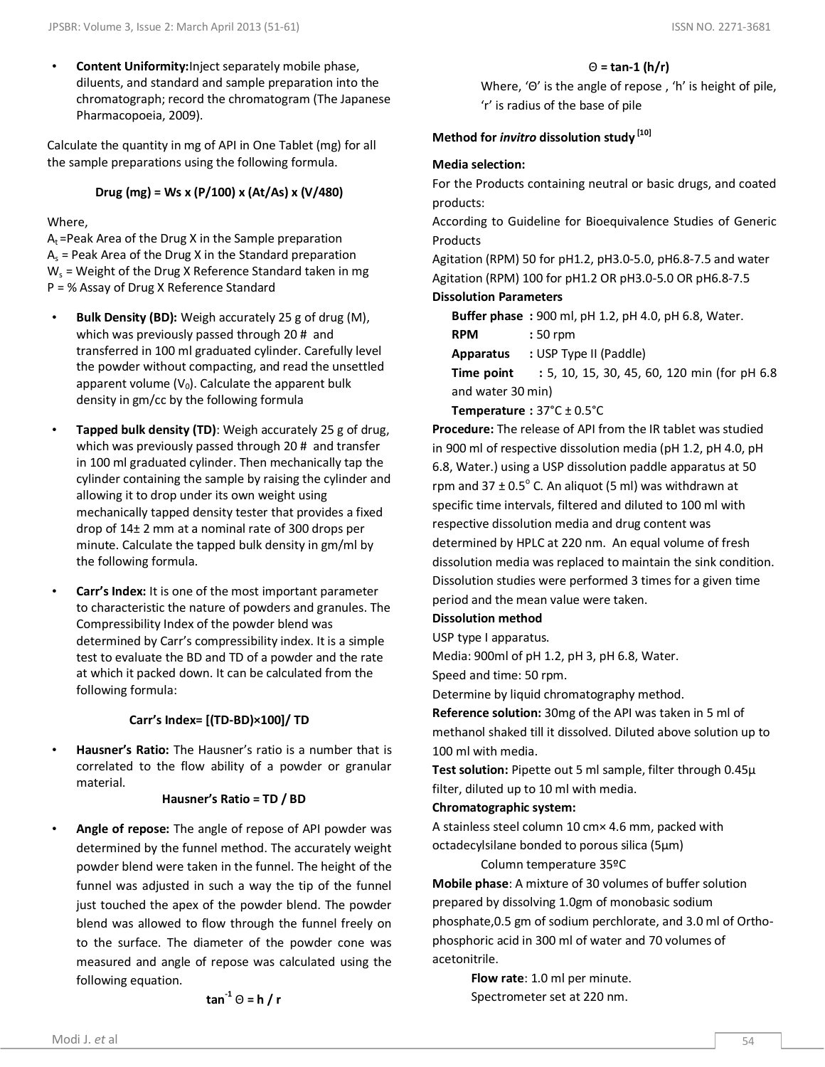- **Content Uniformity:** Inject separately mobile phase, diluents, and standard and sample preparation into the chromatograph; record the chromatogram (The Japanese Pharmacopoeia, 2009).

Calculate the quantity in mg of API in One Tablet (mg) for all the sample preparations using the following formula.

$$\text{Drug (mg)} = W_s \times (P/100) \times (A_t/A_s) \times (V/480)$$

Where,

$A_t$ = Peak Area of the Drug X in the Sample preparation
$A_s$ = Peak Area of the Drug X in the Standard preparation
$W_s$ = Weight of the Drug X Reference Standard taken in mg
P = % Assay of Drug X Reference Standard

- **Bulk Density (BD):** Weigh accurately 25 g of drug (M), which was previously passed through 20 # and transferred in 100 ml graduated cylinder. Carefully level the powder without compacting, and read the unsettled apparent volume ($V_0$). Calculate the apparent bulk density in gm/cc by the following formula

- **Tapped bulk density (TD)**: Weigh accurately 25 g of drug, which was previously passed through 20 # and transfer in 100 ml graduated cylinder. Then mechanically tap the cylinder containing the sample by raising the cylinder and allowing it to drop under its own weight using mechanically tapped density tester that provides a fixed drop of 14± 2 mm at a nominal rate of 300 drops per minute. Calculate the tapped bulk density in gm/ml by the following formula.

- **Carr's Index:** It is one of the most important parameter to characteristic the nature of powders and granules. The Compressibility Index of the powder blend was determined by Carr's compressibility index. It is a simple test to evaluate the BD and TD of a powder and the rate at which it packed down. It can be calculated from the following formula:

$$\text{Carr's Index} = [(TD-BD)\times 100]/ TD$$

- **Hausner's Ratio:** The Hausner's ratio is a number that is correlated to the flow ability of a powder or granular material.

$$\text{Hausner's Ratio} = TD / BD$$

- **Angle of repose:** The angle of repose of API powder was determined by the funnel method. The accurately weight powder blend were taken in the funnel. The height of the funnel was adjusted in such a way the tip of the funnel just touched the apex of the powder blend. The powder blend was allowed to flow through the funnel freely on to the surface. The diameter of the powder cone was measured and angle of repose was calculated using the following equation.

$$\tan^{-1} \Theta = h / r$$

$$\Theta = \tan^{-1} (h/r)$$

Where, 'Θ' is the angle of repose , 'h' is height of pile, 'r' is radius of the base of pile

**Method for *invitro* dissolution study [10]**

**Media selection:**

For the Products containing neutral or basic drugs, and coated products:

According to Guideline for Bioequivalence Studies of Generic Products

Agitation (RPM) 50 for pH1.2, pH3.0-5.0, pH6.8-7.5 and water
Agitation (RPM) 100 for pH1.2 OR pH3.0-5.0 OR pH6.8-7.5

**Dissolution Parameters**

**Buffer phase :** 900 ml, pH 1.2, pH 4.0, pH 6.8, Water.
**RPM :** 50 rpm
**Apparatus :** USP Type II (Paddle)
**Time point :** 5, 10, 15, 30, 45, 60, 120 min (for pH 6.8 and water 30 min)
**Temperature :** 37°C ± 0.5°C

**Procedure:** The release of API from the IR tablet was studied in 900 ml of respective dissolution media (pH 1.2, pH 4.0, pH 6.8, Water.) using a USP dissolution paddle apparatus at 50 rpm and 37 ± 0.5° C. An aliquot (5 ml) was withdrawn at specific time intervals, filtered and diluted to 100 ml with respective dissolution media and drug content was determined by HPLC at 220 nm. An equal volume of fresh dissolution media was replaced to maintain the sink condition. Dissolution studies were performed 3 times for a given time period and the mean value were taken.

**Dissolution method**

USP type I apparatus.
Media: 900ml of pH 1.2, pH 3, pH 6.8, Water.
Speed and time: 50 rpm.
Determine by liquid chromatography method.

**Reference solution:** 30mg of the API was taken in 5 ml of methanol shaked till it dissolved. Diluted above solution up to 100 ml with media.

**Test solution:** Pipette out 5 ml sample, filter through 0.45µ filter, diluted up to 10 ml with media.

**Chromatographic system:**

A stainless steel column 10 cm× 4.6 mm, packed with octadecylsilane bonded to porous silica (5µm)

Column temperature 35ºC

**Mobile phase**: A mixture of 30 volumes of buffer solution prepared by dissolving 1.0gm of monobasic sodium phosphate,0.5 gm of sodium perchlorate, and 3.0 ml of Ortho-phosphoric acid in 300 ml of water and 70 volumes of acetonitrile.

**Flow rate**: 1.0 ml per minute.
Spectrometer set at 220 nm.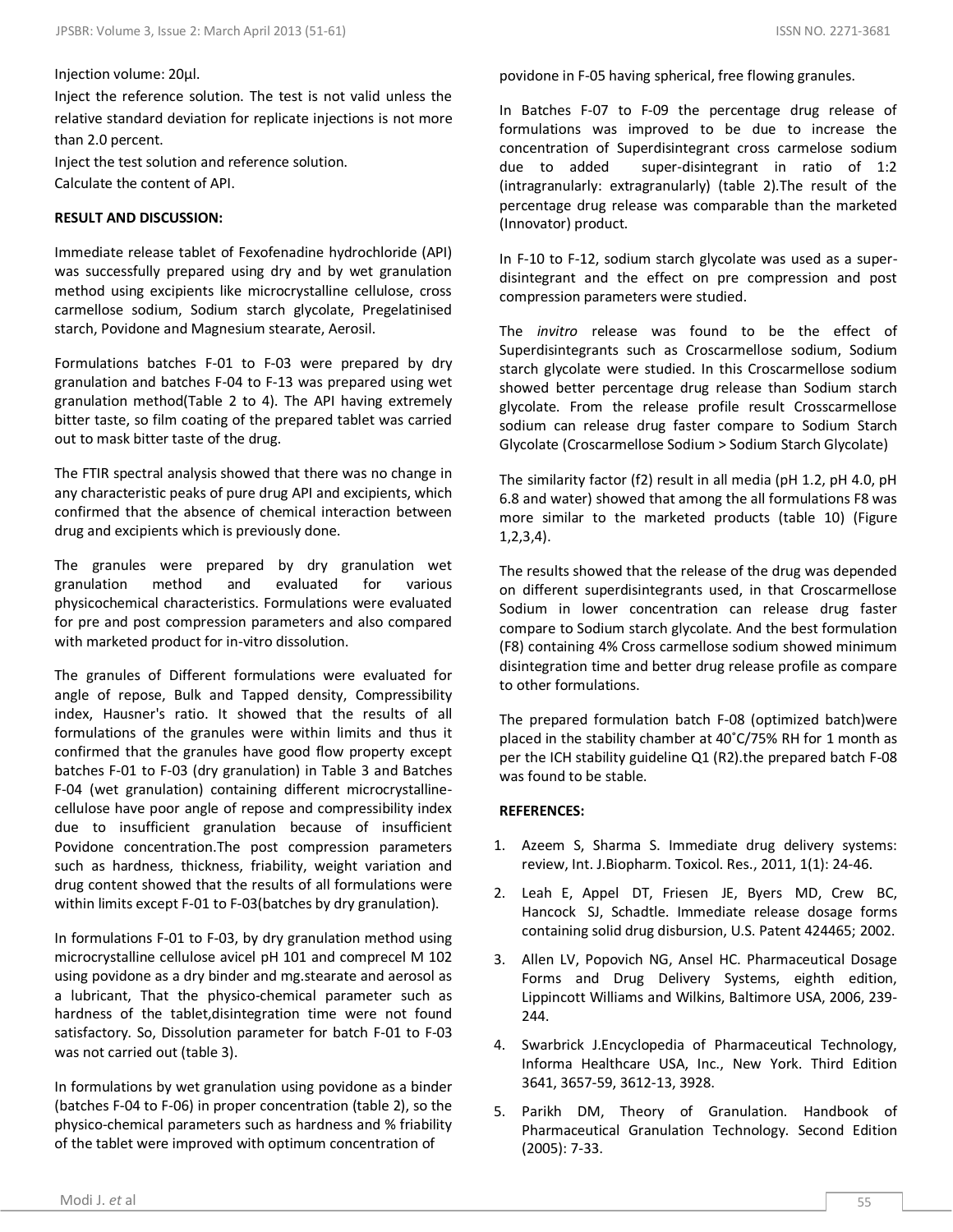Injection volume: 20µl.

Inject the reference solution. The test is not valid unless the relative standard deviation for replicate injections is not more than 2.0 percent.

Inject the test solution and reference solution.

Calculate the content of API.

**RESULT AND DISCUSSION:**

Immediate release tablet of Fexofenadine hydrochloride (API) was successfully prepared using dry and by wet granulation method using excipients like microcrystalline cellulose, cross carmellose sodium, Sodium starch glycolate, Pregelatinised starch, Povidone and Magnesium stearate, Aerosil.

Formulations batches F-01 to F-03 were prepared by dry granulation and batches F-04 to F-13 was prepared using wet granulation method(Table 2 to 4). The API having extremely bitter taste, so film coating of the prepared tablet was carried out to mask bitter taste of the drug.

The FTIR spectral analysis showed that there was no change in any characteristic peaks of pure drug API and excipients, which confirmed that the absence of chemical interaction between drug and excipients which is previously done.

The granules were prepared by dry granulation wet granulation method and evaluated for various physicochemical characteristics. Formulations were evaluated for pre and post compression parameters and also compared with marketed product for in-vitro dissolution.

The granules of Different formulations were evaluated for angle of repose, Bulk and Tapped density, Compressibility index, Hausner's ratio. It showed that the results of all formulations of the granules were within limits and thus it confirmed that the granules have good flow property except batches F-01 to F-03 (dry granulation) in Table 3 and Batches F-04 (wet granulation) containing different microcrystalline-cellulose have poor angle of repose and compressibility index due to insufficient granulation because of insufficient Povidone concentration.The post compression parameters such as hardness, thickness, friability, weight variation and drug content showed that the results of all formulations were within limits except F-01 to F-03(batches by dry granulation).

In formulations F-01 to F-03, by dry granulation method using microcrystalline cellulose avicel pH 101 and comprecel M 102 using povidone as a dry binder and mg.stearate and aerosol as a lubricant, That the physico-chemical parameter such as hardness of the tablet,disintegration time were not found satisfactory. So, Dissolution parameter for batch F-01 to F-03 was not carried out (table 3).

In formulations by wet granulation using povidone as a binder (batches F-04 to F-06) in proper concentration (table 2), so the physico-chemical parameters such as hardness and % friability of the tablet were improved with optimum concentration of povidone in F-05 having spherical, free flowing granules.

In Batches F-07 to F-09 the percentage drug release of formulations was improved to be due to increase the concentration of Superdisintegrant cross carmelose sodium due to added super-disintegrant in ratio of 1:2 (intragranularly: extragranularly) (table 2).The result of the percentage drug release was comparable than the marketed (Innovator) product.

In F-10 to F-12, sodium starch glycolate was used as a super-disintegrant and the effect on pre compression and post compression parameters were studied.

The *invitro* release was found to be the effect of Superdisintegrants such as Croscarmellose sodium, Sodium starch glycolate were studied. In this Croscarmellose sodium showed better percentage drug release than Sodium starch glycolate. From the release profile result Crosscarmellose sodium can release drug faster compare to Sodium Starch Glycolate (Croscarmellose Sodium > Sodium Starch Glycolate)

The similarity factor (f2) result in all media (pH 1.2, pH 4.0, pH 6.8 and water) showed that among the all formulations F8 was more similar to the marketed products (table 10) (Figure 1,2,3,4).

The results showed that the release of the drug was depended on different superdisintegrants used, in that Croscarmellose Sodium in lower concentration can release drug faster compare to Sodium starch glycolate. And the best formulation (F8) containing 4% Cross carmellose sodium showed minimum disintegration time and better drug release profile as compare to other formulations.

The prepared formulation batch F-08 (optimized batch)were placed in the stability chamber at 40˚C/75% RH for 1 month as per the ICH stability guideline Q1 (R2).the prepared batch F-08 was found to be stable.

**REFERENCES:**

1. Azeem S, Sharma S. Immediate drug delivery systems: review, Int. J.Biopharm. Toxicol. Res., 2011, 1(1): 24-46.
2. Leah E, Appel DT, Friesen JE, Byers MD, Crew BC, Hancock SJ, Schadtle. Immediate release dosage forms containing solid drug disbursion, U.S. Patent 424465; 2002.
3. Allen LV, Popovich NG, Ansel HC. Pharmaceutical Dosage Forms and Drug Delivery Systems, eighth edition, Lippincott Williams and Wilkins, Baltimore USA, 2006, 239-244.
4. Swarbrick J.Encyclopedia of Pharmaceutical Technology, Informa Healthcare USA, Inc., New York. Third Edition 3641, 3657-59, 3612-13, 3928.
5. Parikh DM, Theory of Granulation. Handbook of Pharmaceutical Granulation Technology. Second Edition (2005): 7-33.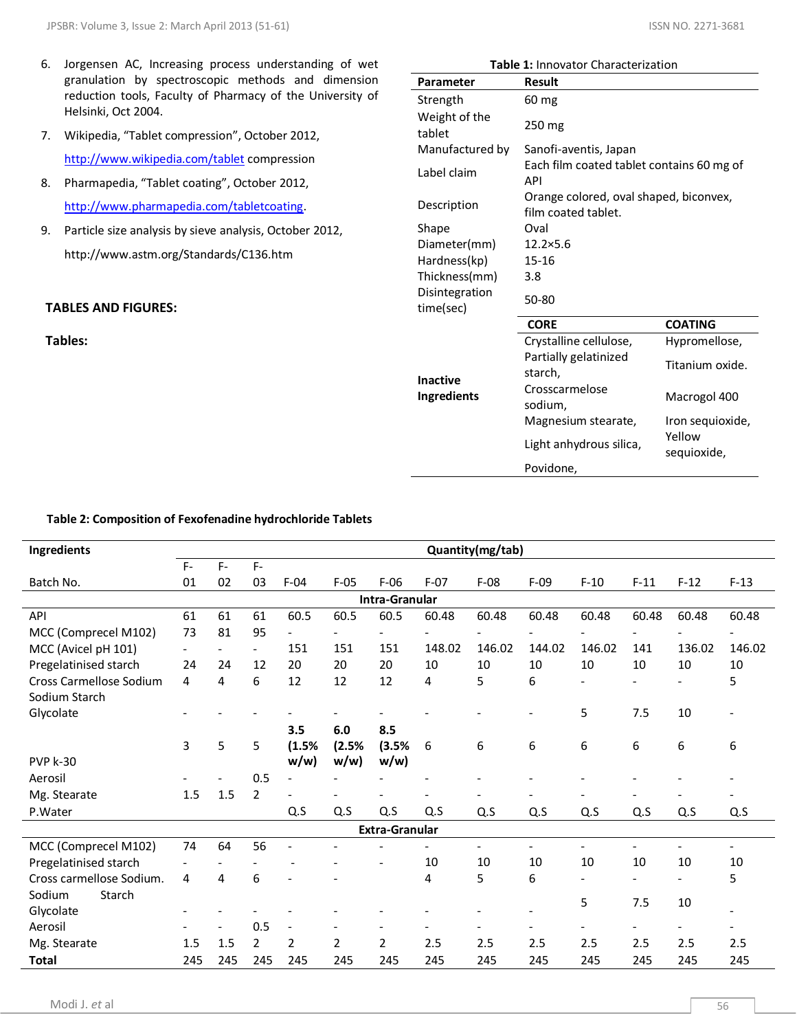6. Jorgensen AC, Increasing process understanding of wet granulation by spectroscopic methods and dimension reduction tools, Faculty of Pharmacy of the University of Helsinki, Oct 2004.

7. Wikipedia, "Tablet compression", October 2012, http://www.wikipedia.com/tablet compression

8. Pharmapedia, "Tablet coating", October 2012, http://www.pharmapedia.com/tabletcoating.

9. Particle size analysis by sieve analysis, October 2012, http://www.astm.org/Standards/C136.htm

**TABLES AND FIGURES:**

**Tables:**

**Table 1:** Innovator Characterization

| Parameter | Result | |
|---|---|---|
| Strength | 60 mg | |
| Weight of the tablet | 250 mg | |
| Manufactured by | Sanofi-aventis, Japan | |
| Label claim | Each film coated tablet contains 60 mg of API | |
| Description | Orange colored, oval shaped, biconvex, film coated tablet. | |
| Shape | Oval | |
| Diameter(mm) | 12.2×5.6 | |
| Hardness(kp) | 15-16 | |
| Thickness(mm) | 3.8 | |
| Disintegration time(sec) | 50-80 | |
| | **CORE** | **COATING** |
| **Inactive Ingredients** | Crystalline cellulose, Partially gelatinized starch, | Hypromellose, Titanium oxide. |
| | Crosscarmelose sodium, | Macrogol 400 |
| | Magnesium stearate, Light anhydrous silica, | Iron sequioxide, Yellow sequioxide, |
| | Povidone, | |

**Table 2: Composition of Fexofenadine hydrochloride Tablets**

| Ingredients | Quantity(mg/tab) | | | | | | | | | | | | |
|---|---|---|---|---|---|---|---|---|---|---|---|---|---|
| Batch No. | F-01 | F-02 | F-03 | F-04 | F-05 | F-06 | F-07 | F-08 | F-09 | F-10 | F-11 | F-12 | F-13 |
| **Intra-Granular** | | | | | | | | | | | | | |
| API | 61 | 61 | 61 | 60.5 | 60.5 | 60.5 | 60.48 | 60.48 | 60.48 | 60.48 | 60.48 | 60.48 | 60.48 |
| MCC (Comprecel M102) | 73 | 81 | 95 | - | - | - | - | - | - | - | - | - | - |
| MCC (Avicel pH 101) | - | - | - | 151 | 151 | 151 | 148.02 | 146.02 | 144.02 | 146.02 | 141 | 136.02 | 146.02 |
| Pregelatinised starch | 24 | 24 | 12 | 20 | 20 | 20 | 10 | 10 | 10 | 10 | 10 | 10 | 10 |
| Cross Carmellose Sodium | 4 | 4 | 6 | 12 | 12 | 12 | 4 | 5 | 6 | - | - | - | 5 |
| Sodium Starch Glycolate | - | - | - | - | - | - | - | - | - | 5 | 7.5 | 10 | - |
| PVP k-30 | 3 | 5 | 5 | **3.5 (1.5% w/w)** | **6.0 (2.5% w/w)** | **8.5 (3.5% w/w)** | 6 | 6 | 6 | 6 | 6 | 6 | 6 |
| Aerosil | - | - | 0.5 | - | - | - | - | - | - | - | - | - | - |
| Mg. Stearate | 1.5 | 1.5 | 2 | - | - | - | - | - | - | - | - | - | - |
| P.Water | | | | Q.S | Q.S | Q.S | Q.S | Q.S | Q.S | Q.S | Q.S | Q.S | Q.S |
| **Extra-Granular** | | | | | | | | | | | | | |
| MCC (Comprecel M102) | 74 | 64 | 56 | - | - | - | - | - | - | - | - | - | - |
| Pregelatinised starch | - | - | - | - | - | - | 10 | 10 | 10 | 10 | 10 | 10 | 10 |
| Cross carmellose Sodium. | 4 | 4 | 6 | - | - | | 4 | 5 | 6 | - | - | - | 5 |
| Sodium Starch Glycolate | - | - | - | - | - | - | - | - | - | 5 | 7.5 | 10 | - |
| Aerosil | - | - | 0.5 | - | - | - | - | - | - | - | - | - | - |
| Mg. Stearate | 1.5 | 1.5 | 2 | 2 | 2 | 2 | 2.5 | 2.5 | 2.5 | 2.5 | 2.5 | 2.5 | 2.5 |
| **Total** | 245 | 245 | 245 | 245 | 245 | 245 | 245 | 245 | 245 | 245 | 245 | 245 | 245 |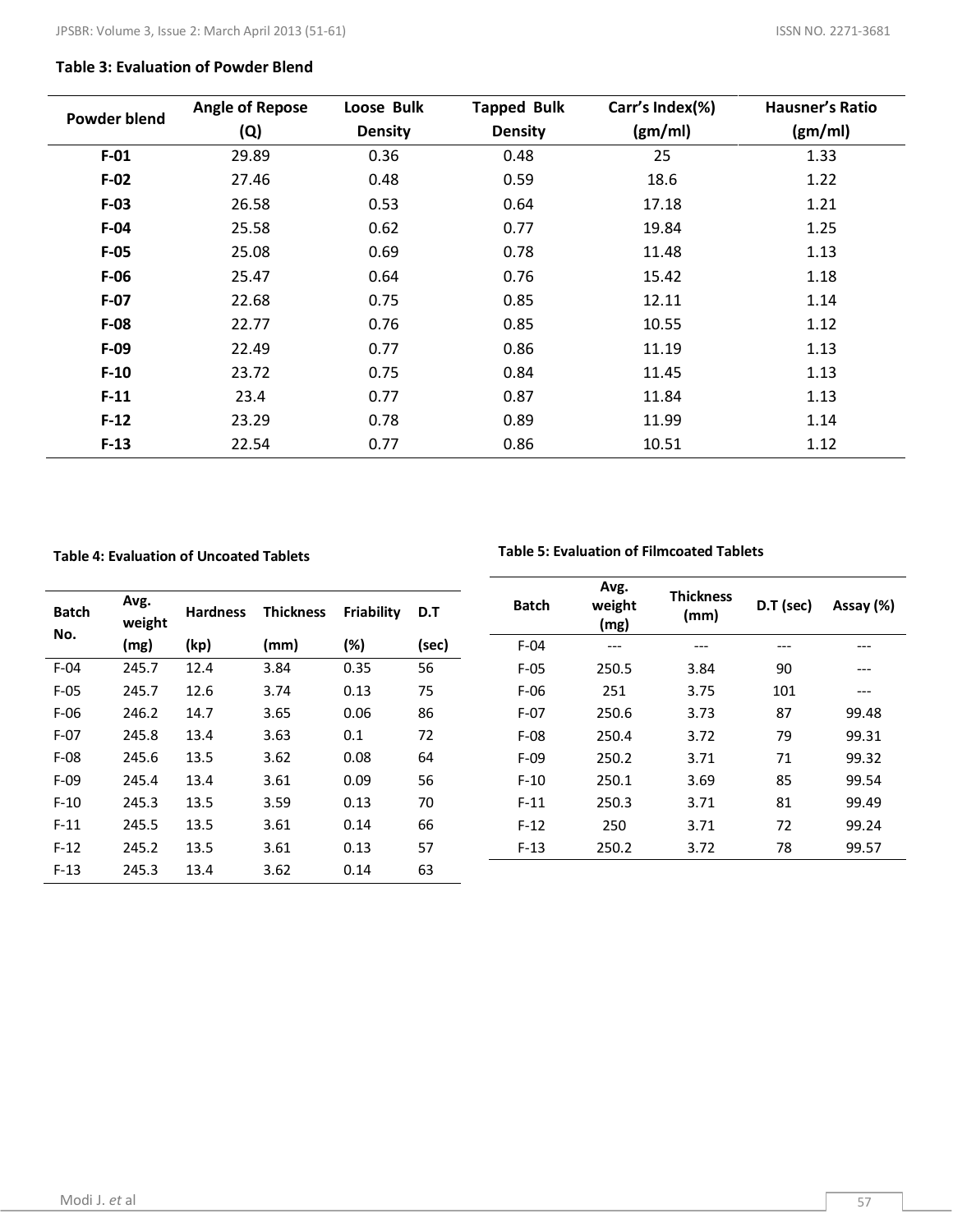**Table 3: Evaluation of Powder Blend**

| Powder blend | Angle of Repose (Q) | Loose Bulk Density | Tapped Bulk Density | Carr's Index(%) (gm/ml) | Hausner's Ratio (gm/ml) |
|---|---|---|---|---|---|
| **F-01** | 29.89 | 0.36 | 0.48 | 25 | 1.33 |
| **F-02** | 27.46 | 0.48 | 0.59 | 18.6 | 1.22 |
| **F-03** | 26.58 | 0.53 | 0.64 | 17.18 | 1.21 |
| **F-04** | 25.58 | 0.62 | 0.77 | 19.84 | 1.25 |
| **F-05** | 25.08 | 0.69 | 0.78 | 11.48 | 1.13 |
| **F-06** | 25.47 | 0.64 | 0.76 | 15.42 | 1.18 |
| **F-07** | 22.68 | 0.75 | 0.85 | 12.11 | 1.14 |
| **F-08** | 22.77 | 0.76 | 0.85 | 10.55 | 1.12 |
| **F-09** | 22.49 | 0.77 | 0.86 | 11.19 | 1.13 |
| **F-10** | 23.72 | 0.75 | 0.84 | 11.45 | 1.13 |
| **F-11** | 23.4 | 0.77 | 0.87 | 11.84 | 1.13 |
| **F-12** | 23.29 | 0.78 | 0.89 | 11.99 | 1.14 |
| **F-13** | 22.54 | 0.77 | 0.86 | 10.51 | 1.12 |

**Table 4: Evaluation of Uncoated Tablets**

| Batch No. | Avg. weight (mg) | Hardness (kp) | Thickness (mm) | Friability (%) | D.T (sec) |
|---|---|---|---|---|---|
| F-04 | 245.7 | 12.4 | 3.84 | 0.35 | 56 |
| F-05 | 245.7 | 12.6 | 3.74 | 0.13 | 75 |
| F-06 | 246.2 | 14.7 | 3.65 | 0.06 | 86 |
| F-07 | 245.8 | 13.4 | 3.63 | 0.1 | 72 |
| F-08 | 245.6 | 13.5 | 3.62 | 0.08 | 64 |
| F-09 | 245.4 | 13.4 | 3.61 | 0.09 | 56 |
| F-10 | 245.3 | 13.5 | 3.59 | 0.13 | 70 |
| F-11 | 245.5 | 13.5 | 3.61 | 0.14 | 66 |
| F-12 | 245.2 | 13.5 | 3.61 | 0.13 | 57 |
| F-13 | 245.3 | 13.4 | 3.62 | 0.14 | 63 |

**Table 5: Evaluation of Filmcoated Tablets**

| Batch | Avg. weight (mg) | Thickness (mm) | D.T (sec) | Assay (%) |
|---|---|---|---|---|
| F-04 | --- | --- | --- | --- |
| F-05 | 250.5 | 3.84 | 90 | --- |
| F-06 | 251 | 3.75 | 101 | --- |
| F-07 | 250.6 | 3.73 | 87 | 99.48 |
| F-08 | 250.4 | 3.72 | 79 | 99.31 |
| F-09 | 250.2 | 3.71 | 71 | 99.32 |
| F-10 | 250.1 | 3.69 | 85 | 99.54 |
| F-11 | 250.3 | 3.71 | 81 | 99.49 |
| F-12 | 250 | 3.71 | 72 | 99.24 |
| F-13 | 250.2 | 3.72 | 78 | 99.57 |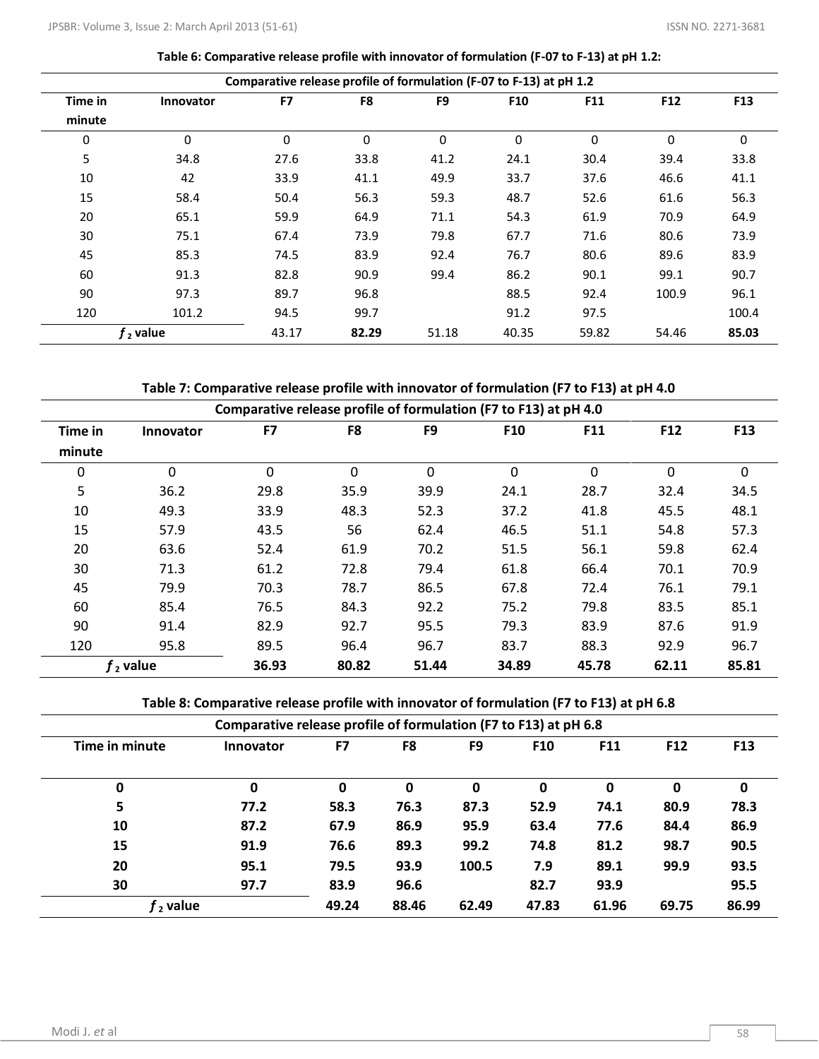**Table 6: Comparative release profile with innovator of formulation (F-07 to F-13) at pH 1.2:**

| Comparative release profile of formulation (F-07 to F-13) at pH 1.2 | | | | | | | | |
|---|---|---|---|---|---|---|---|---|
| **Time in minute** | **Innovator** | **F7** | **F8** | **F9** | **F10** | **F11** | **F12** | **F13** |
| 0 | 0 | 0 | 0 | 0 | 0 | 0 | 0 | 0 |
| 5 | 34.8 | 27.6 | 33.8 | 41.2 | 24.1 | 30.4 | 39.4 | 33.8 |
| 10 | 42 | 33.9 | 41.1 | 49.9 | 33.7 | 37.6 | 46.6 | 41.1 |
| 15 | 58.4 | 50.4 | 56.3 | 59.3 | 48.7 | 52.6 | 61.6 | 56.3 |
| 20 | 65.1 | 59.9 | 64.9 | 71.1 | 54.3 | 61.9 | 70.9 | 64.9 |
| 30 | 75.1 | 67.4 | 73.9 | 79.8 | 67.7 | 71.6 | 80.6 | 73.9 |
| 45 | 85.3 | 74.5 | 83.9 | 92.4 | 76.7 | 80.6 | 89.6 | 83.9 |
| 60 | 91.3 | 82.8 | 90.9 | 99.4 | 86.2 | 90.1 | 99.1 | 90.7 |
| 90 | 97.3 | 89.7 | 96.8 | | 88.5 | 92.4 | 100.9 | 96.1 |
| 120 | 101.2 | 94.5 | 99.7 | | 91.2 | 97.5 | | 100.4 |
| ***f*** $_2$ **value** | | 43.17 | **82.29** | 51.18 | 40.35 | 59.82 | 54.46 | **85.03** |

**Table 7: Comparative release profile with innovator of formulation (F7 to F13) at pH 4.0**

| Comparative release profile of formulation (F7 to F13) at pH 4.0 | | | | | | | | |
|---|---|---|---|---|---|---|---|---|
| **Time in minute** | **Innovator** | **F7** | **F8** | **F9** | **F10** | **F11** | **F12** | **F13** |
| 0 | 0 | 0 | 0 | 0 | 0 | 0 | 0 | 0 |
| 5 | 36.2 | 29.8 | 35.9 | 39.9 | 24.1 | 28.7 | 32.4 | 34.5 |
| 10 | 49.3 | 33.9 | 48.3 | 52.3 | 37.2 | 41.8 | 45.5 | 48.1 |
| 15 | 57.9 | 43.5 | 56 | 62.4 | 46.5 | 51.1 | 54.8 | 57.3 |
| 20 | 63.6 | 52.4 | 61.9 | 70.2 | 51.5 | 56.1 | 59.8 | 62.4 |
| 30 | 71.3 | 61.2 | 72.8 | 79.4 | 61.8 | 66.4 | 70.1 | 70.9 |
| 45 | 79.9 | 70.3 | 78.7 | 86.5 | 67.8 | 72.4 | 76.1 | 79.1 |
| 60 | 85.4 | 76.5 | 84.3 | 92.2 | 75.2 | 79.8 | 83.5 | 85.1 |
| 90 | 91.4 | 82.9 | 92.7 | 95.5 | 79.3 | 83.9 | 87.6 | 91.9 |
| 120 | 95.8 | 89.5 | 96.4 | 96.7 | 83.7 | 88.3 | 92.9 | 96.7 |
| ***f*** $_2$ **value** | | **36.93** | **80.82** | **51.44** | **34.89** | **45.78** | **62.11** | **85.81** |

**Table 8: Comparative release profile with innovator of formulation (F7 to F13) at pH 6.8**

| Comparative release profile of formulation (F7 to F13) at pH 6.8 | | | | | | | | |
|---|---|---|---|---|---|---|---|---|
| **Time in minute** | **Innovator** | **F7** | **F8** | **F9** | **F10** | **F11** | **F12** | **F13** |
| **0** | **0** | **0** | **0** | **0** | **0** | **0** | **0** | **0** |
| **5** | **77.2** | **58.3** | **76.3** | **87.3** | **52.9** | **74.1** | **80.9** | **78.3** |
| **10** | **87.2** | **67.9** | **86.9** | **95.9** | **63.4** | **77.6** | **84.4** | **86.9** |
| **15** | **91.9** | **76.6** | **89.3** | **99.2** | **74.8** | **81.2** | **98.7** | **90.5** |
| **20** | **95.1** | **79.5** | **93.9** | **100.5** | **7.9** | **89.1** | **99.9** | **93.5** |
| **30** | **97.7** | **83.9** | **96.6** | | **82.7** | **93.9** | | **95.5** |
| ***f*** $_2$ **value** | | **49.24** | **88.46** | **62.49** | **47.83** | **61.96** | **69.75** | **86.99** |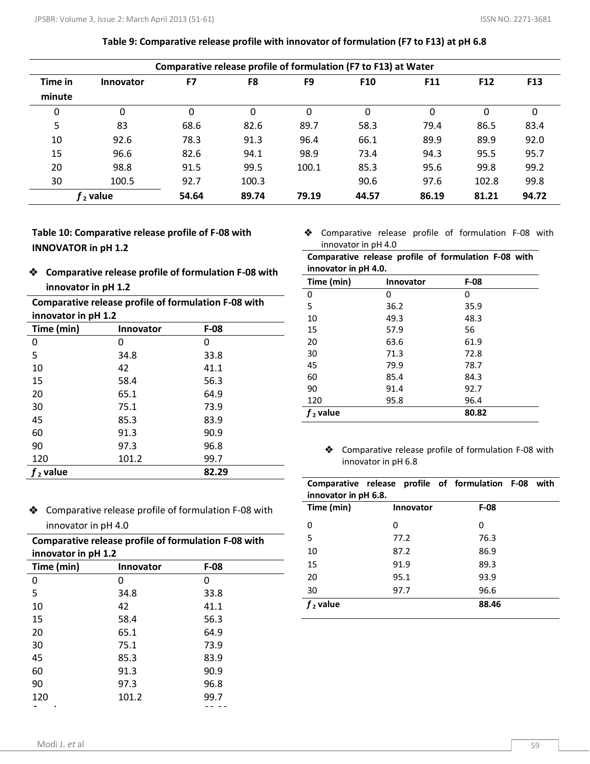**Table 9: Comparative release profile with innovator of formulation (F7 to F13) at pH 6.8**

| Comparative release profile of formulation (F7 to F13) at Water | | | | | | | | |
|---|---|---|---|---|---|---|---|---|
| Time in minute | Innovator | F7 | F8 | F9 | F10 | F11 | F12 | F13 |
| 0 | 0 | 0 | 0 | 0 | 0 | 0 | 0 | 0 |
| 5 | 83 | 68.6 | 82.6 | 89.7 | 58.3 | 79.4 | 86.5 | 83.4 |
| 10 | 92.6 | 78.3 | 91.3 | 96.4 | 66.1 | 89.9 | 89.9 | 92.0 |
| 15 | 96.6 | 82.6 | 94.1 | 98.9 | 73.4 | 94.3 | 95.5 | 95.7 |
| 20 | 98.8 | 91.5 | 99.5 | 100.1 | 85.3 | 95.6 | 99.8 | 99.2 |
| 30 | 100.5 | 92.7 | 100.3 | | 90.6 | 97.6 | 102.8 | 99.8 |
| $f_2$ value | | 54.64 | 89.74 | 79.19 | 44.57 | 86.19 | 81.21 | 94.72 |

**Table 10: Comparative release profile of F-08 with INNOVATOR in pH 1.2**

- **Comparative release profile of formulation F-08 with innovator in pH 1.2**

| Comparative release profile of formulation F-08 with innovator in pH 1.2 | | |
|---|---|---|
| Time (min) | Innovator | F-08 |
| 0 | 0 | 0 |
| 5 | 34.8 | 33.8 |
| 10 | 42 | 41.1 |
| 15 | 58.4 | 56.3 |
| 20 | 65.1 | 64.9 |
| 30 | 75.1 | 73.9 |
| 45 | 85.3 | 83.9 |
| 60 | 91.3 | 90.9 |
| 90 | 97.3 | 96.8 |
| 120 | 101.2 | 99.7 |
| $f_2$ value | | 82.29 |

- Comparative release profile of formulation F-08 with innovator in pH 4.0

| Comparative release profile of formulation F-08 with innovator in pH 1.2 | | |
|---|---|---|
| Time (min) | Innovator | F-08 |
| 0 | 0 | 0 |
| 5 | 34.8 | 33.8 |
| 10 | 42 | 41.1 |
| 15 | 58.4 | 56.3 |
| 20 | 65.1 | 64.9 |
| 30 | 75.1 | 73.9 |
| 45 | 85.3 | 83.9 |
| 60 | 91.3 | 90.9 |
| 90 | 97.3 | 96.8 |
| 120 | 101.2 | 99.7 |

- Comparative release profile of formulation F-08 with innovator in pH 4.0

| Comparative release profile of formulation F-08 with innovator in pH 4.0. | | |
|---|---|---|
| Time (min) | Innovator | F-08 |
| 0 | 0 | 0 |
| 5 | 36.2 | 35.9 |
| 10 | 49.3 | 48.3 |
| 15 | 57.9 | 56 |
| 20 | 63.6 | 61.9 |
| 30 | 71.3 | 72.8 |
| 45 | 79.9 | 78.7 |
| 60 | 85.4 | 84.3 |
| 90 | 91.4 | 92.7 |
| 120 | 95.8 | 96.4 |
| $f_2$ value | | 80.82 |

- Comparative release profile of formulation F-08 with innovator in pH 6.8

| Comparative release profile of formulation F-08 with innovator in pH 6.8. | | |
|---|---|---|
| Time (min) | Innovator | F-08 |
| 0 | 0 | 0 |
| 5 | 77.2 | 76.3 |
| 10 | 87.2 | 86.9 |
| 15 | 91.9 | 89.3 |
| 20 | 95.1 | 93.9 |
| 30 | 97.7 | 96.6 |
| $f_2$ value | | 88.46 |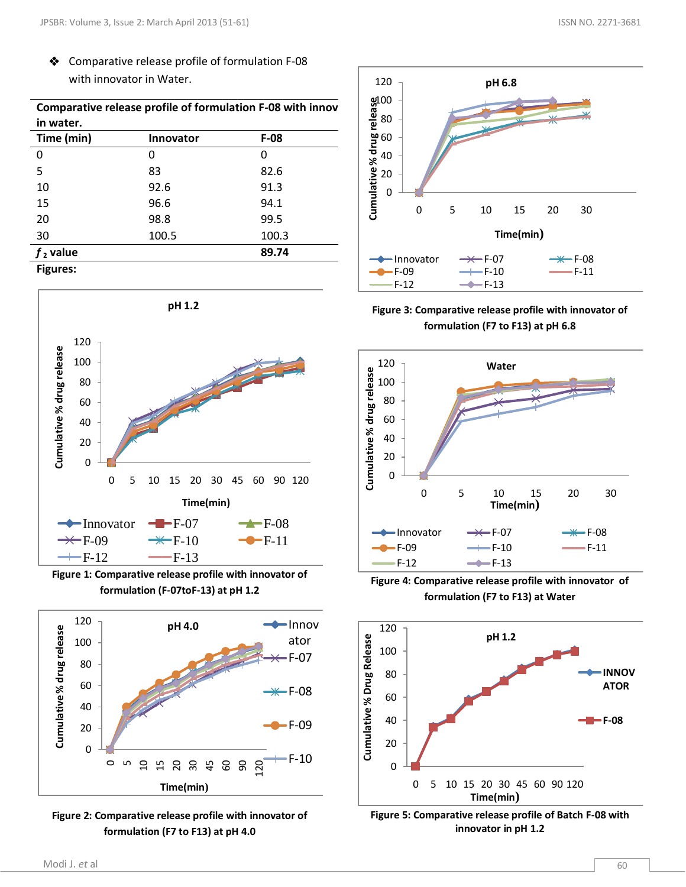- Comparative release profile of formulation F-08 with innovator in Water.

**Comparative release profile of formulation F-08 with innov in water.**

| Time (min) | Innovator | F-08 |
|---|---|---|
| 0 | 0 | 0 |
| 5 | 83 | 82.6 |
| 10 | 92.6 | 91.3 |
| 15 | 96.6 | 94.1 |
| 20 | 98.8 | 99.5 |
| 30 | 100.5 | 100.3 |
| $f_2$ value | | 89.74 |

**Figures:**

**Figure 1: Comparative release profile with innovator of formulation (F-07toF-13) at pH 1.2**

**Figure 2: Comparative release profile with innovator of formulation (F7 to F13) at pH 4.0**

**Figure 3: Comparative release profile with innovator of formulation (F7 to F13) at pH 6.8**

**Figure 4: Comparative release profile with innovator of formulation (F7 to F13) at Water**

**Figure 5: Comparative release profile of Batch F-08 with innovator in pH 1.2**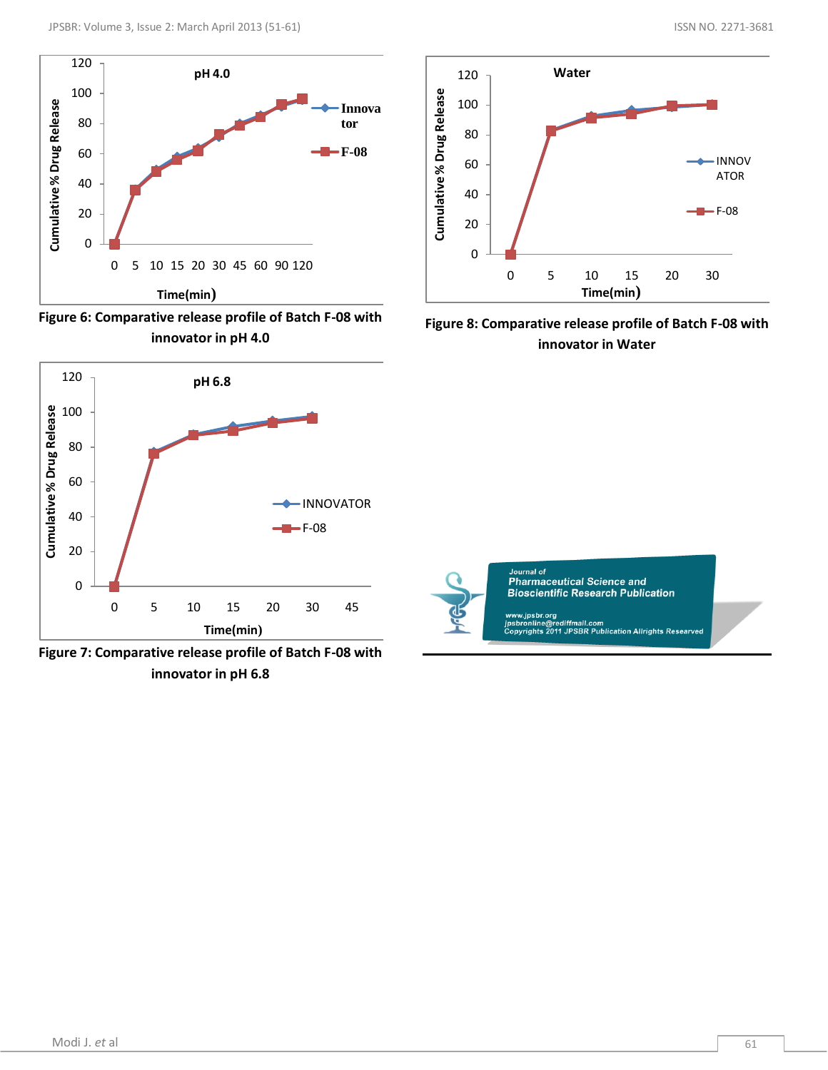pH 4.0

120
100
80
60
40
20
0

Cumulative % Drug Release

0 5 10 15 20 30 45 60 90 120

Time(min)

Innovator

F-08

**Figure 6: Comparative release profile of Batch F-08 with innovator in pH 4.0**

pH 6.8

120
100
80
60
40
20
0

Cumulative % Drug Release

0 5 10 15 20 30 45

Time(min)

INNOVATOR

F-08

**Figure 7: Comparative release profile of Batch F-08 with innovator in pH 6.8**

Water

120
100
80
60
40
20
0

Cumulative % Drug Release

0 5 10 15 20 30

Time(min)

INNOVATOR

F-08

**Figure 8: Comparative release profile of Batch F-08 with innovator in Water**

Journal of
Pharmaceutical Science and
Bioscientific Research Publication

www.jpsbr.org
jpsbronline@rediffmail.com
Copyrights 2011 JPSBR Publication Allrights Researved